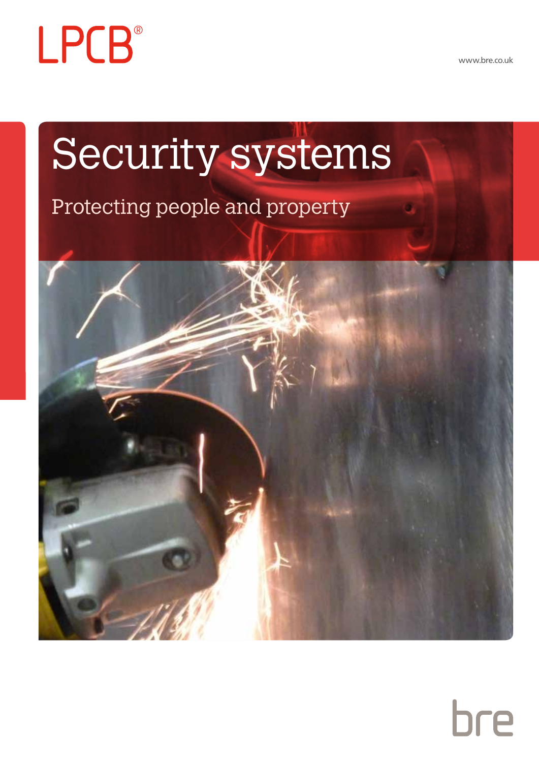LPCB®

www.bre.co.uk

# Security systems

## Protecting people and property

bre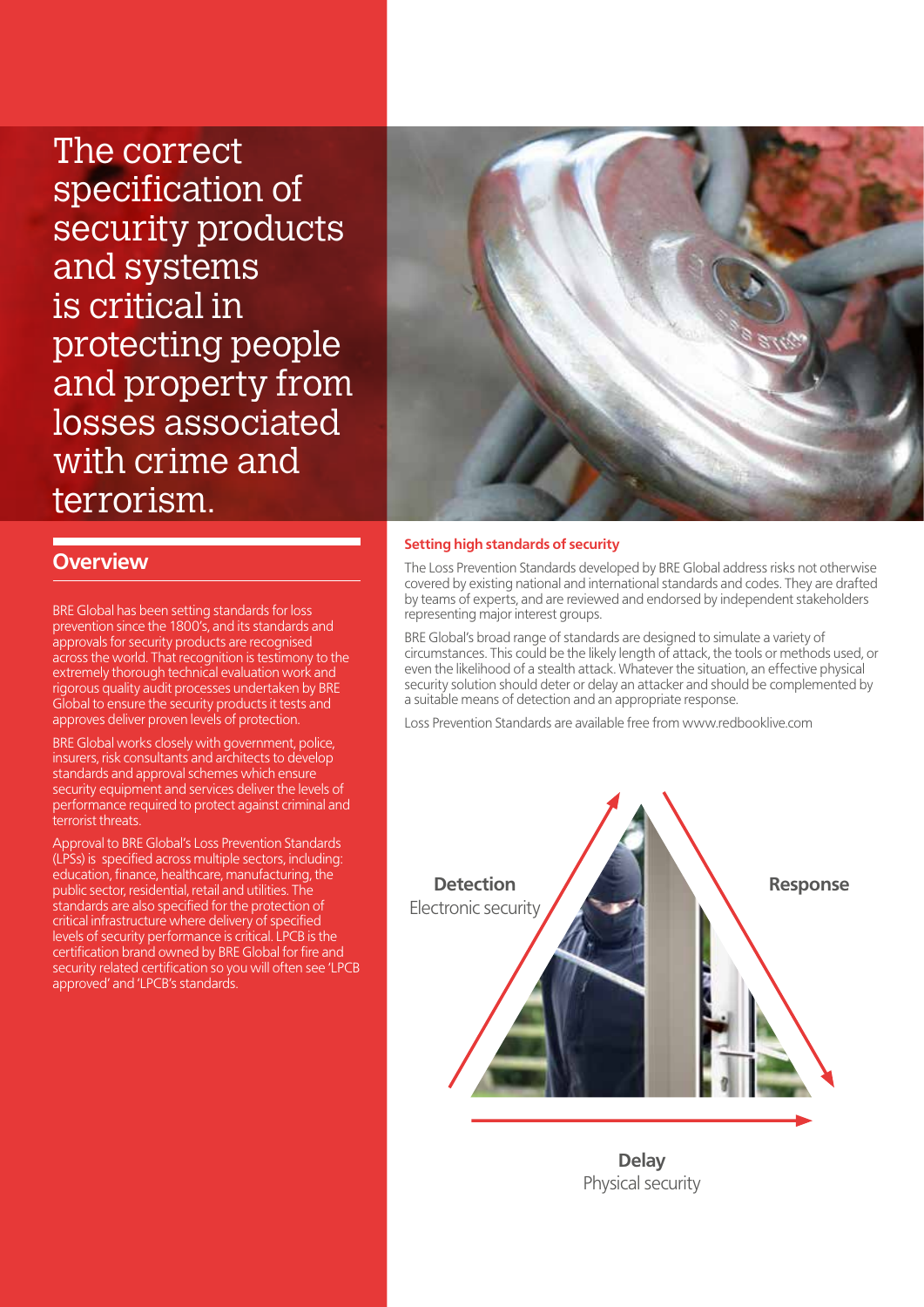# The correct specification of security products and systems is critical in protecting people and property from losses associated with crime and terrorism.

## Overview

BRE Global has been setting standards for loss prevention since the 1800's, and its standards and approvals for security products are recognised across the world. That recognition is testimony to the extremely thorough technical evaluation work and rigorous quality audit processes undertaken by BRE Global to ensure the security products it tests and approves deliver proven levels of protection.

BRE Global works closely with government, police, insurers, risk consultants and architects to develop standards and approval schemes which ensure security equipment and services deliver the levels of performance required to protect against criminal and terrorist threats.

Approval to BRE Global's Loss Prevention Standards (LPSs) is specified across multiple sectors, including: education, finance, healthcare, manufacturing, the public sector, residential, retail and utilities. The standards are also specified for the protection of critical infrastructure where delivery of specified levels of security performance is critical. LPCB is the certification brand owned by BRE Global for fire and security related certification so you will often see 'LPCB approved' and 'LPCB's standards.

### Setting high standards of security

The Loss Prevention Standards developed by BRE Global address risks not otherwise covered by existing national and international standards and codes. They are drafted by teams of experts, and are reviewed and endorsed by independent stakeholders representing major interest groups.

BRE Global's broad range of standards are designed to simulate a variety of circumstances. This could be the likely length of attack, the tools or methods used, or even the likelihood of a stealth attack. Whatever the situation, an effective physical security solution should deter or delay an attacker and should be complemented by a suitable means of detection and an appropriate response.

Loss Prevention Standards are available free from www.redbooklive.com

**Detection**
Electronic security

**Response**

**Delay**
Physical security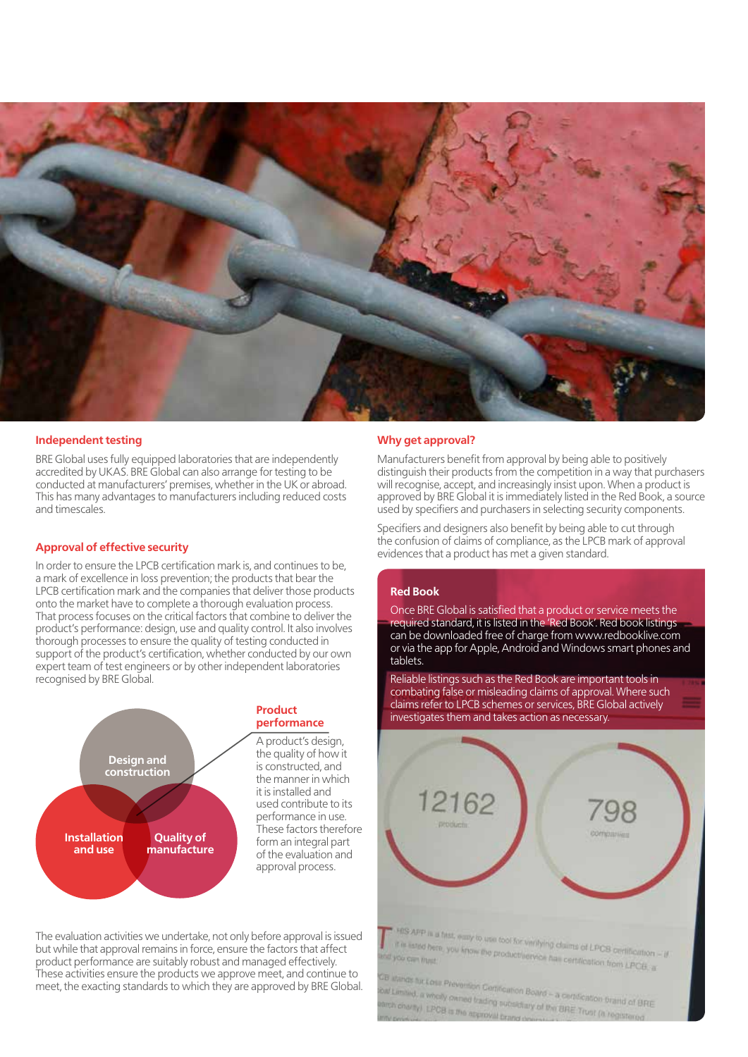## Independent testing

BRE Global uses fully equipped laboratories that are independently accredited by UKAS. BRE Global can also arrange for testing to be conducted at manufacturers' premises, whether in the UK or abroad. This has many advantages to manufacturers including reduced costs and timescales.

## Approval of effective security

In order to ensure the LPCB certification mark is, and continues to be, a mark of excellence in loss prevention; the products that bear the LPCB certification mark and the companies that deliver those products onto the market have to complete a thorough evaluation process. That process focuses on the critical factors that combine to deliver the product's performance: design, use and quality control. It also involves thorough processes to ensure the quality of testing conducted in support of the product's certification, whether conducted by our own expert team of test engineers or by other independent laboratories recognised by BRE Global.

Design and construction

Installation and use

Quality of manufacture

### Product performance

A product's design, the quality of how it is constructed, and the manner in which it is installed and used contribute to its performance in use. These factors therefore form an integral part of the evaluation and approval process.

The evaluation activities we undertake, not only before approval is issued but while that approval remains in force, ensure the factors that affect product performance are suitably robust and managed effectively. These activities ensure the products we approve meet, and continue to meet, the exacting standards to which they are approved by BRE Global.

## Why get approval?

Manufacturers benefit from approval by being able to positively distinguish their products from the competition in a way that purchasers will recognise, accept, and increasingly insist upon. When a product is approved by BRE Global it is immediately listed in the Red Book, a source used by specifiers and purchasers in selecting security components.

Specifiers and designers also benefit by being able to cut through the confusion of claims of compliance, as the LPCB mark of approval evidences that a product has met a given standard.

### Red Book

Once BRE Global is satisfied that a product or service meets the required standard, it is listed in the 'Red Book'. Red book listings can be downloaded free of charge from www.redbooklive.com or via the app for Apple, Android and Windows smart phones and tablets.

Reliable listings such as the Red Book are important tools in combating false or misleading claims of approval. Where such claims refer to LPCB schemes or services, BRE Global actively investigates them and takes action as necessary.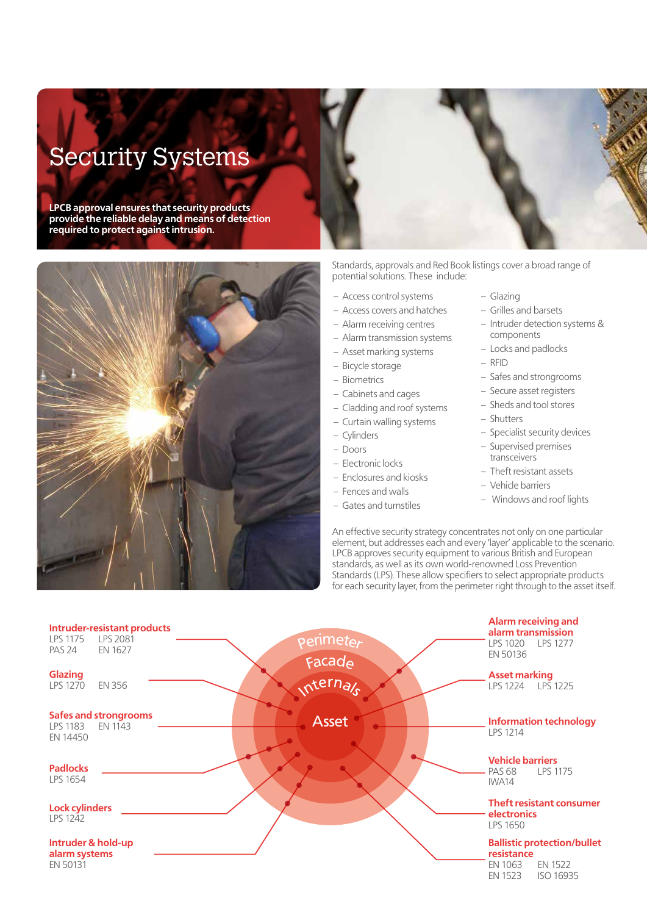# Security Systems

**LPCB approval ensures that security products provide the reliable delay and means of detection required to protect against intrusion.**

Standards, approvals and Red Book listings cover a broad range of potential solutions. These include:

- Access control systems
- Access covers and hatches
- Alarm receiving centres
- Alarm transmission systems
- Asset marking systems
- Bicycle storage
- Biometrics
- Cabinets and cages
- Cladding and roof systems
- Curtain walling systems
- Cylinders
- Doors
- Electronic locks
- Enclosures and kiosks
- Fences and walls
- Gates and turnstiles
- Glazing
- Grilles and barsets
- Intruder detection systems & components
- Locks and padlocks
- RFID
- Safes and strongrooms
- Secure asset registers
- Sheds and tool stores
- Shutters
- Specialist security devices
- Supervised premises transceivers
- Theft resistant assets
- Vehicle barriers
- Windows and roof lights

An effective security strategy concentrates not only on one particular element, but addresses each and every 'layer' applicable to the scenario. LPCB approves security equipment to various British and European standards, as well as its own world-renowned Loss Prevention Standards (LPS). These allow specifiers to select appropriate products for each security layer, from the perimeter right through to the asset itself.

Perimeter – Facade – Internals – Asset

**Intruder-resistant products**
LPS 1175 LPS 2081
PAS 24 EN 1627

**Glazing**
LPS 1270 EN 356

**Safes and strongrooms**
LPS 1183 EN 1143
EN 14450

**Padlocks**
LPS 1654

**Lock cylinders**
LPS 1242

**Intruder & hold-up alarm systems**
EN 50131

**Alarm receiving and alarm transmission**
LPS 1020 LPS 1277
EN 50136

**Asset marking**
LPS 1224 LPS 1225

**Information technology**
LPS 1214

**Vehicle barriers**
PAS 68 LPS 1175
IWA14

**Theft resistant consumer electronics**
LPS 1650

**Ballistic protection/bullet resistance**
EN 1063 EN 1522
EN 1523 ISO 16935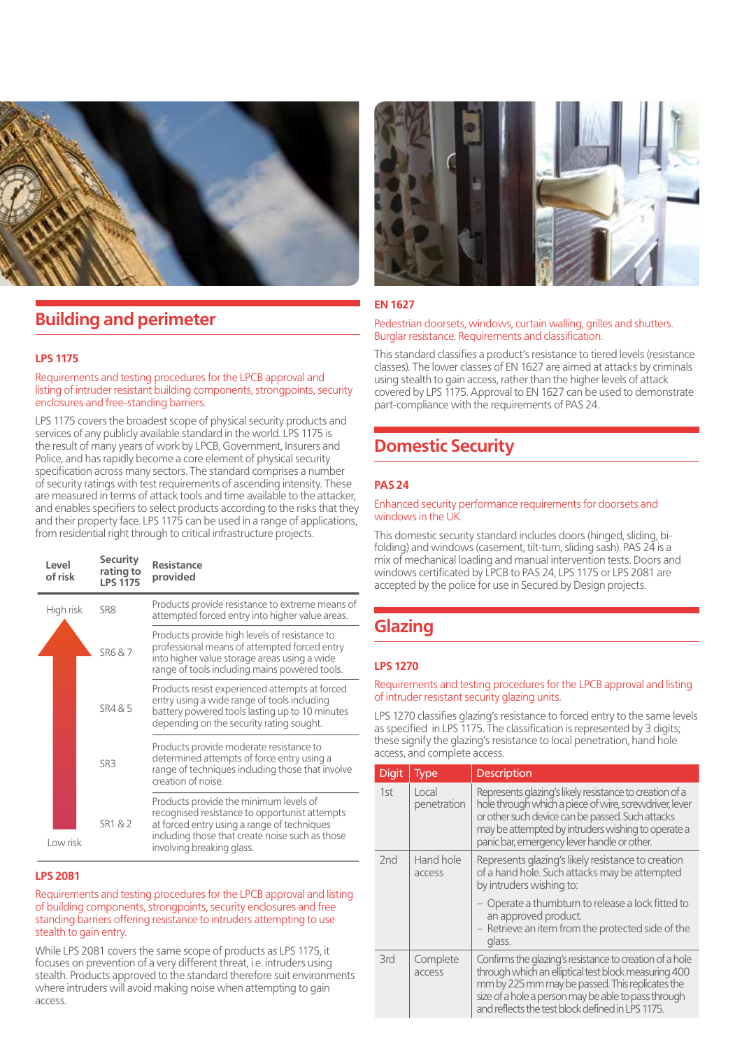## Building and perimeter

### LPS 1175

Requirements and testing procedures for the LPCB approval and listing of intruder resistant building components, strongpoints, security enclosures and free-standing barriers.

LPS 1175 covers the broadest scope of physical security products and services of any publicly available standard in the world. LPS 1175 is the result of many years of work by LPCB, Government, Insurers and Police, and has rapidly become a core element of physical security specification across many sectors. The standard comprises a number of security ratings with test requirements of ascending intensity. These are measured in terms of attack tools and time available to the attacker, and enables specifiers to select products according to the risks that they and their property face. LPS 1175 can be used in a range of applications, from residential right through to critical infrastructure projects.

| Level of risk | Security rating to LPS 1175 | Resistance provided |
|---|---|---|
| High risk | SR8 | Products provide resistance to extreme means of attempted forced entry into higher value areas. |
| | SR6 & 7 | Products provide high levels of resistance to professional means of attempted forced entry into higher value storage areas using a wide range of tools including mains powered tools. |
| | SR4 & 5 | Products resist experienced attempts at forced entry using a wide range of tools including battery powered tools lasting up to 10 minutes depending on the security rating sought. |
| | SR3 | Products provide moderate resistance to determined attempts of force entry using a range of techniques including those that involve creation of noise. |
| Low risk | SR1 & 2 | Products provide the minimum levels of recognised resistance to opportunist attempts at forced entry using a range of techniques including those that create noise such as those involving breaking glass. |

### LPS 2081

Requirements and testing procedures for the LPCB approval and listing of building components, strongpoints, security enclosures and free standing barriers offering resistance to intruders attempting to use stealth to gain entry.

While LPS 2081 covers the same scope of products as LPS 1175, it focuses on prevention of a very different threat, i.e. intruders using stealth. Products approved to the standard therefore suit environments where intruders will avoid making noise when attempting to gain access.

### EN 1627

Pedestrian doorsets, windows, curtain walling, grilles and shutters. Burglar resistance. Requirements and classification.

This standard classifies a product's resistance to tiered levels (resistance classes). The lower classes of EN 1627 are aimed at attacks by criminals using stealth to gain access, rather than the higher levels of attack covered by LPS 1175. Approval to EN 1627 can be used to demonstrate part-compliance with the requirements of PAS 24.

## Domestic Security

### PAS 24

Enhanced security performance requirements for doorsets and windows in the UK.

This domestic security standard includes doors (hinged, sliding, bi-folding) and windows (casement, tilt-turn, sliding sash). PAS 24 is a mix of mechanical loading and manual intervention tests. Doors and windows certificated by LPCB to PAS 24, LPS 1175 or LPS 2081 are accepted by the police for use in Secured by Design projects.

## Glazing

### LPS 1270

Requirements and testing procedures for the LPCB approval and listing of intruder resistant security glazing units.

LPS 1270 classifies glazing's resistance to forced entry to the same levels as specified in LPS 1175. The classification is represented by 3 digits; these signify the glazing's resistance to local penetration, hand hole access, and complete access.

| Digit | Type | Description |
|---|---|---|
| 1st | Local penetration | Represents glazing's likely resistance to creation of a hole through which a piece of wire, screwdriver, lever or other such device can be passed. Such attacks may be attempted by intruders wishing to operate a panic bar, emergency lever handle or other. |
| 2nd | Hand hole access | Represents glazing's likely resistance to creation of a hand hole. Such attacks may be attempted by intruders wishing to:<br>– Operate a thumbturn to release a lock fitted to an approved product.<br>– Retrieve an item from the protected side of the glass. |
| 3rd | Complete access | Confirms the glazing's resistance to creation of a hole through which an elliptical test block measuring 400 mm by 225 mm may be passed. This replicates the size of a hole a person may be able to pass through and reflects the test block defined in LPS 1175. |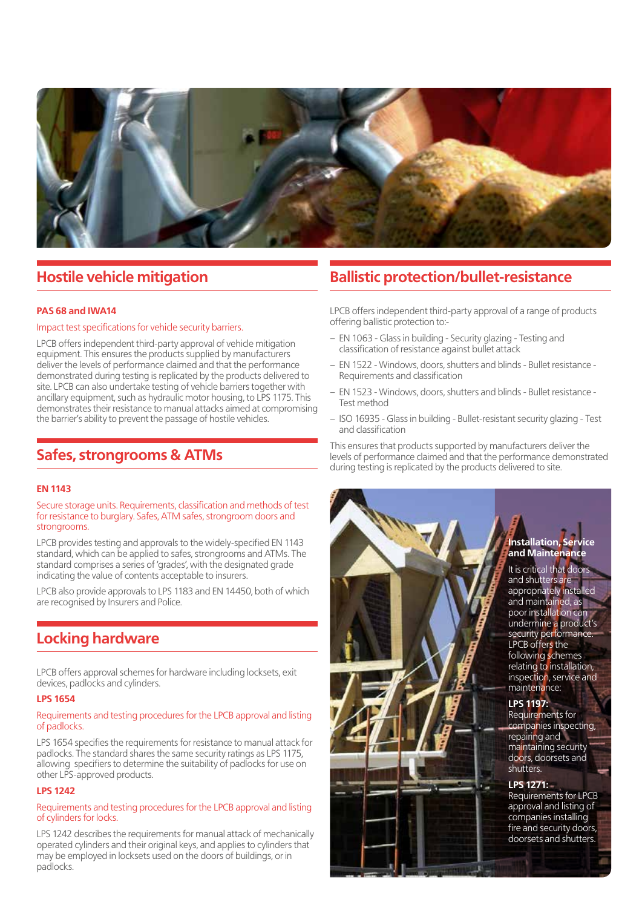## Hostile vehicle mitigation

**PAS 68 and IWA14**

Impact test specifications for vehicle security barriers.

LPCB offers independent third-party approval of vehicle mitigation equipment. This ensures the products supplied by manufacturers deliver the levels of performance claimed and that the performance demonstrated during testing is replicated by the products delivered to site. LPCB can also undertake testing of vehicle barriers together with ancillary equipment, such as hydraulic motor housing, to LPS 1175. This demonstrates their resistance to manual attacks aimed at compromising the barrier's ability to prevent the passage of hostile vehicles.

## Safes, strongrooms & ATMs

**EN 1143**

Secure storage units. Requirements, classification and methods of test for resistance to burglary. Safes, ATM safes, strongroom doors and strongrooms.

LPCB provides testing and approvals to the widely-specified EN 1143 standard, which can be applied to safes, strongrooms and ATMs. The standard comprises a series of 'grades', with the designated grade indicating the value of contents acceptable to insurers.

LPCB also provide approvals to LPS 1183 and EN 14450, both of which are recognised by Insurers and Police.

## Locking hardware

LPCB offers approval schemes for hardware including locksets, exit devices, padlocks and cylinders.

**LPS 1654**

Requirements and testing procedures for the LPCB approval and listing of padlocks.

LPS 1654 specifies the requirements for resistance to manual attack for padlocks. The standard shares the same security ratings as LPS 1175, allowing specifiers to determine the suitability of padlocks for use on other LPS-approved products.

**LPS 1242**

Requirements and testing procedures for the LPCB approval and listing of cylinders for locks.

LPS 1242 describes the requirements for manual attack of mechanically operated cylinders and their original keys, and applies to cylinders that may be employed in locksets used on the doors of buildings, or in padlocks.

## Ballistic protection/bullet-resistance

LPCB offers independent third-party approval of a range of products offering ballistic protection to:-

- EN 1063 - Glass in building - Security glazing - Testing and classification of resistance against bullet attack
- EN 1522 - Windows, doors, shutters and blinds - Bullet resistance - Requirements and classification
- EN 1523 - Windows, doors, shutters and blinds - Bullet resistance - Test method
- ISO 16935 - Glass in building - Bullet-resistant security glazing - Test and classification

This ensures that products supported by manufacturers deliver the levels of performance claimed and that the performance demonstrated during testing is replicated by the products delivered to site.

**Installation, Service and Maintenance**

It is critical that doors and shutters are appropriately installed and maintained, as poor installation can undermine a product's security performance. LPCB offers the following schemes relating to installation, inspection, service and maintenance:

**LPS 1197:** Requirements for companies inspecting, repairing and maintaining security doors, doorsets and shutters.

**LPS 1271:** Requirements for LPCB approval and listing of companies installing fire and security doors, doorsets and shutters.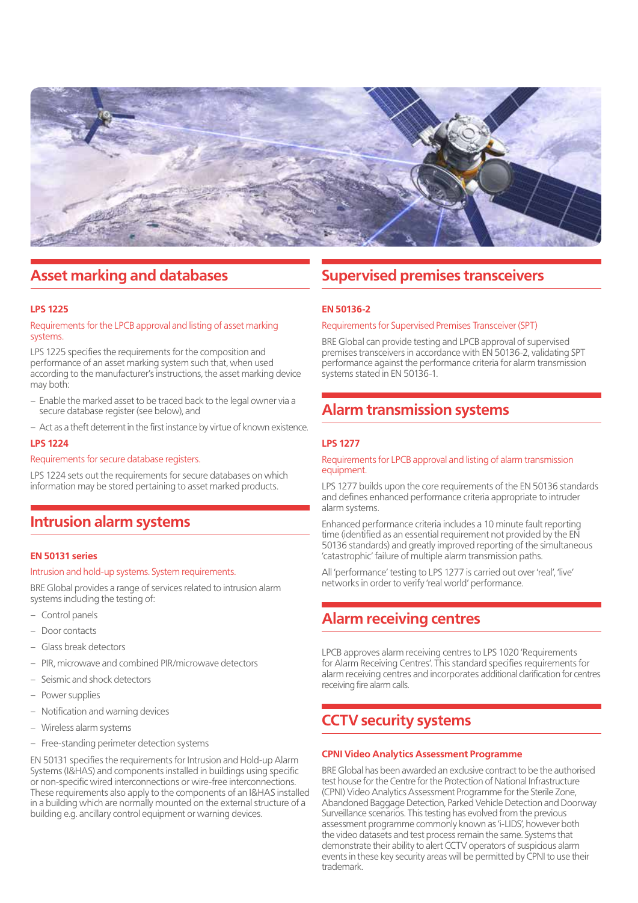## Asset marking and databases

### LPS 1225

Requirements for the LPCB approval and listing of asset marking systems.

LPS 1225 specifies the requirements for the composition and performance of an asset marking system such that, when used according to the manufacturer's instructions, the asset marking device may both:

- Enable the marked asset to be traced back to the legal owner via a secure database register (see below), and
- Act as a theft deterrent in the first instance by virtue of known existence.

### LPS 1224

Requirements for secure database registers.

LPS 1224 sets out the requirements for secure databases on which information may be stored pertaining to asset marked products.

## Intrusion alarm systems

### EN 50131 series

Intrusion and hold-up systems. System requirements.

BRE Global provides a range of services related to intrusion alarm systems including the testing of:

- Control panels
- Door contacts
- Glass break detectors
- PIR, microwave and combined PIR/microwave detectors
- Seismic and shock detectors
- Power supplies
- Notification and warning devices
- Wireless alarm systems
- Free-standing perimeter detection systems

EN 50131 specifies the requirements for Intrusion and Hold-up Alarm Systems (I&HAS) and components installed in buildings using specific or non-specific wired interconnections or wire-free interconnections. These requirements also apply to the components of an I&HAS installed in a building which are normally mounted on the external structure of a building e.g. ancillary control equipment or warning devices.

## Supervised premises transceivers

### EN 50136-2

Requirements for Supervised Premises Transceiver (SPT)

BRE Global can provide testing and LPCB approval of supervised premises transceivers in accordance with EN 50136-2, validating SPT performance against the performance criteria for alarm transmission systems stated in EN 50136-1.

## Alarm transmission systems

### LPS 1277

Requirements for LPCB approval and listing of alarm transmission equipment.

LPS 1277 builds upon the core requirements of the EN 50136 standards and defines enhanced performance criteria appropriate to intruder alarm systems.

Enhanced performance criteria includes a 10 minute fault reporting time (identified as an essential requirement not provided by the EN 50136 standards) and greatly improved reporting of the simultaneous 'catastrophic' failure of multiple alarm transmission paths.

All 'performance' testing to LPS 1277 is carried out over 'real', 'live' networks in order to verify 'real world' performance.

## Alarm receiving centres

LPCB approves alarm receiving centres to LPS 1020 'Requirements for Alarm Receiving Centres'. This standard specifies requirements for alarm receiving centres and incorporates additional clarification for centres receiving fire alarm calls.

## CCTV security systems

### CPNI Video Analytics Assessment Programme

BRE Global has been awarded an exclusive contract to be the authorised test house for the Centre for the Protection of National Infrastructure (CPNI) Video Analytics Assessment Programme for the Sterile Zone, Abandoned Baggage Detection, Parked Vehicle Detection and Doorway Surveillance scenarios. This testing has evolved from the previous assessment programme commonly known as 'i-LIDS', however both the video datasets and test process remain the same. Systems that demonstrate their ability to alert CCTV operators of suspicious alarm events in these key security areas will be permitted by CPNI to use their trademark.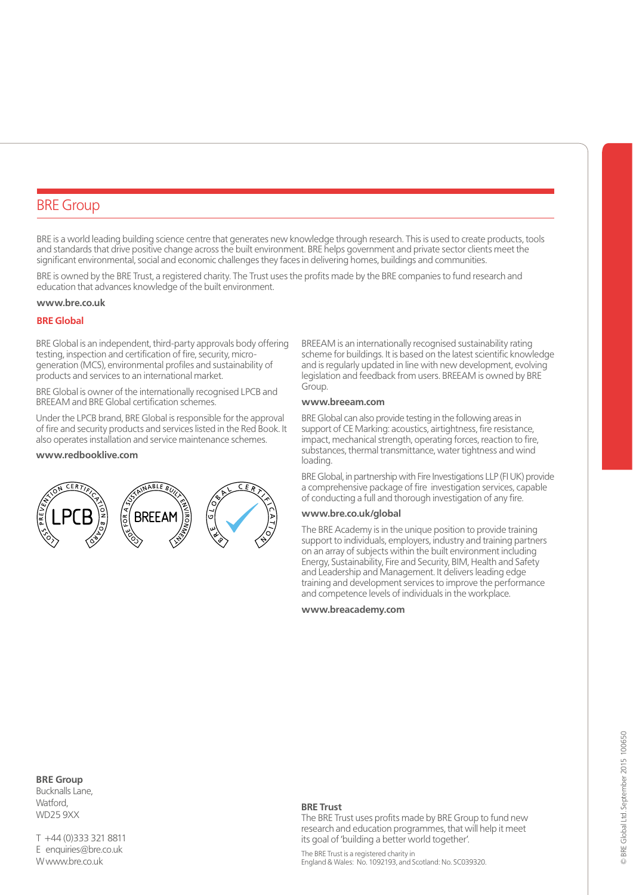## BRE Group

BRE is a world leading building science centre that generates new knowledge through research. This is used to create products, tools and standards that drive positive change across the built environment. BRE helps government and private sector clients meet the significant environmental, social and economic challenges they faces in delivering homes, buildings and communities.

BRE is owned by the BRE Trust, a registered charity. The Trust uses the profits made by the BRE companies to fund research and education that advances knowledge of the built environment.

**www.bre.co.uk**

### BRE Global

BRE Global is an independent, third-party approvals body offering testing, inspection and certification of fire, security, micro-generation (MCS), environmental profiles and sustainability of products and services to an international market.

BRE Global is owner of the internationally recognised LPCB and BREEAM and BRE Global certification schemes.

Under the LPCB brand, BRE Global is responsible for the approval of fire and security products and services listed in the Red Book. It also operates installation and service maintenance schemes.

**www.redbooklive.com**

LOSS PREVENTION CERTIFICATION BOARD LPCB

CODE FOR A SUSTAINABLE BUILT ENVIRONMENT BREEAM

BRE GLOBAL CERTIFICATION

BREEAM is an internationally recognised sustainability rating scheme for buildings. It is based on the latest scientific knowledge and is regularly updated in line with new development, evolving legislation and feedback from users. BREEAM is owned by BRE Group.

**www.breeam.com**

BRE Global can also provide testing in the following areas in support of CE Marking: acoustics, airtightness, fire resistance, impact, mechanical strength, operating forces, reaction to fire, substances, thermal transmittance, water tightness and wind loading.

BRE Global, in partnership with Fire Investigations LLP (FI UK) provide a comprehensive package of fire investigation services, capable of conducting a full and thorough investigation of any fire.

**www.bre.co.uk/global**

The BRE Academy is in the unique position to provide training support to individuals, employers, industry and training partners on an array of subjects within the built environment including Energy, Sustainability, Fire and Security, BIM, Health and Safety and Leadership and Management. It delivers leading edge training and development services to improve the performance and competence levels of individuals in the workplace.

**www.breacademy.com**

**BRE Group**
Bucknalls Lane,
Watford,
WD25 9XX

T +44 (0)333 321 8811
E enquiries@bre.co.uk
W www.bre.co.uk

**BRE Trust**
The BRE Trust uses profits made by BRE Group to fund new research and education programmes, that will help it meet its goal of 'building a better world together'.

The BRE Trust is a registered charity in England & Wales: No. 1092193, and Scotland: No. SC039320.

© BRE Global Ltd. September 2015 100650